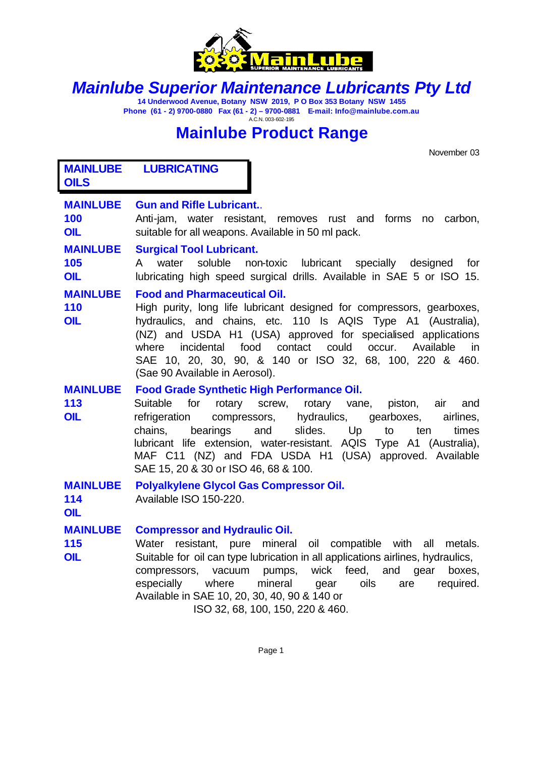# Mainlube Superior Maintenance Lubricants Pty Ltd

**14 Underwood Avenue, Botany NSW 2019, P O Box 353 Botany NSW 1455**
**Phone (61 - 2) 9700-0880 Fax (61 - 2) – 9700-0881 E-mail: Info@mainlube.com.au**
A.C.N. 003-602-195

## Mainlube Product Range

November 03

### MAINLUBE LUBRICATING OILS

**MAINLUBE 100 OIL** — **Gun and Rifle Lubricant..**
Anti-jam, water resistant, removes rust and forms no carbon, suitable for all weapons. Available in 50 ml pack.

**MAINLUBE 105 OIL** — **Surgical Tool Lubricant.**
A water soluble non-toxic lubricant specially designed for lubricating high speed surgical drills. Available in SAE 5 or ISO 15.

**MAINLUBE 110 OIL** — **Food and Pharmaceutical Oil.**
High purity, long life lubricant designed for compressors, gearboxes, hydraulics, and chains, etc. 110 Is AQIS Type A1 (Australia), (NZ) and USDA H1 (USA) approved for specialised applications where incidental food contact could occur. Available in SAE 10, 20, 30, 90, & 140 or ISO 32, 68, 100, 220 & 460. (Sae 90 Available in Aerosol).

**MAINLUBE 113 OIL** — **Food Grade Synthetic High Performance Oil.**
Suitable for rotary screw, rotary vane, piston, air and refrigeration compressors, hydraulics, gearboxes, airlines, chains, bearings and slides. Up to ten times lubricant life extension, water-resistant. AQIS Type A1 (Australia), MAF C11 (NZ) and FDA USDA H1 (USA) approved. Available SAE 15, 20 & 30 or ISO 46, 68 & 100.

**MAINLUBE 114 OIL** — **Polyalkylene Glycol Gas Compressor Oil.**
Available ISO 150-220.

**MAINLUBE 115 OIL** — **Compressor and Hydraulic Oil.**
Water resistant, pure mineral oil compatible with all metals. Suitable for oil can type lubrication in all applications airlines, hydraulics, compressors, vacuum pumps, wick feed, and gear boxes, especially where mineral gear oils are required. Available in SAE 10, 20, 30, 40, 90 & 140 or ISO 32, 68, 100, 150, 220 & 460.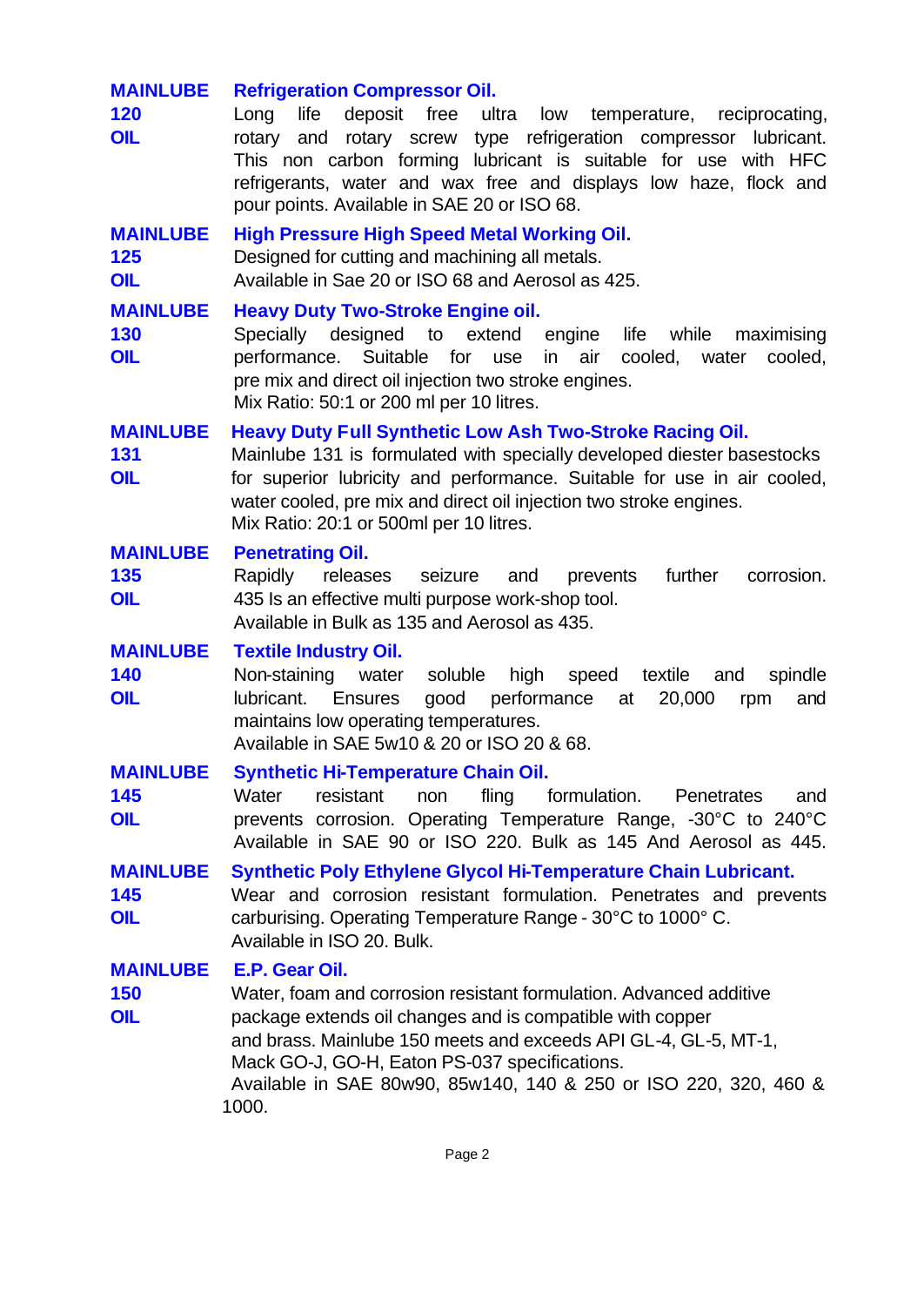**MAINLUBE 120 OIL**

**Refrigeration Compressor Oil.**

Long life deposit free ultra low temperature, reciprocating, rotary and rotary screw type refrigeration compressor lubricant. This non carbon forming lubricant is suitable for use with HFC refrigerants, water and wax free and displays low haze, flock and pour points. Available in SAE 20 or ISO 68.

**MAINLUBE 125 OIL**

**High Pressure High Speed Metal Working Oil.**

Designed for cutting and machining all metals.
Available in Sae 20 or ISO 68 and Aerosol as 425.

**MAINLUBE 130 OIL**

**Heavy Duty Two-Stroke Engine oil.**

Specially designed to extend engine life while maximising performance. Suitable for use in air cooled, water cooled, pre mix and direct oil injection two stroke engines.
Mix Ratio: 50:1 or 200 ml per 10 litres.

**MAINLUBE 131 OIL**

**Heavy Duty Full Synthetic Low Ash Two-Stroke Racing Oil.**

Mainlube 131 is formulated with specially developed diester basestocks for superior lubricity and performance. Suitable for use in air cooled, water cooled, pre mix and direct oil injection two stroke engines.
Mix Ratio: 20:1 or 500ml per 10 litres.

**MAINLUBE 135 OIL**

**Penetrating Oil.**

Rapidly releases seizure and prevents further corrosion. 435 Is an effective multi purpose work-shop tool.
Available in Bulk as 135 and Aerosol as 435.

**MAINLUBE 140 OIL**

**Textile Industry Oil.**

Non-staining water soluble high speed textile and spindle lubricant. Ensures good performance at 20,000 rpm and maintains low operating temperatures.
Available in SAE 5w10 & 20 or ISO 20 & 68.

**MAINLUBE 145 OIL**

**Synthetic Hi-Temperature Chain Oil.**

Water resistant non fling formulation. Penetrates and prevents corrosion. Operating Temperature Range, -30°C to 240°C Available in SAE 90 or ISO 220. Bulk as 145 And Aerosol as 445.

**MAINLUBE 145 OIL**

**Synthetic Poly Ethylene Glycol Hi-Temperature Chain Lubricant.**

Wear and corrosion resistant formulation. Penetrates and prevents carburising. Operating Temperature Range - 30°C to 1000° C.
Available in ISO 20. Bulk.

**MAINLUBE 150 OIL**

**E.P. Gear Oil.**

Water, foam and corrosion resistant formulation. Advanced additive package extends oil changes and is compatible with copper and brass. Mainlube 150 meets and exceeds API GL-4, GL-5, MT-1, Mack GO-J, GO-H, Eaton PS-037 specifications.
Available in SAE 80w90, 85w140, 140 & 250 or ISO 220, 320, 460 & 1000.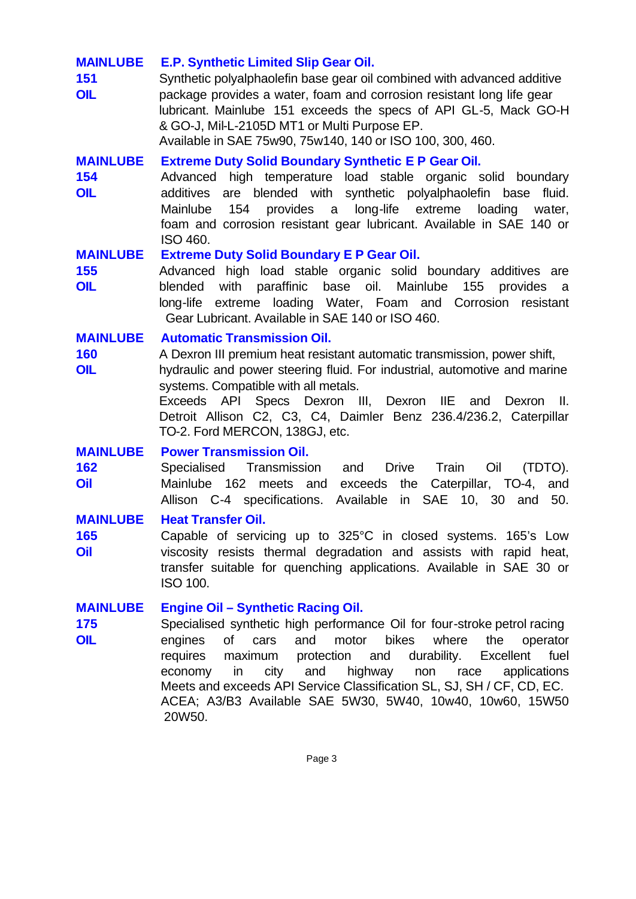**MAINLUBE 151 OIL**

**E.P. Synthetic Limited Slip Gear Oil.**

Synthetic polyalphaolefin base gear oil combined with advanced additive package provides a water, foam and corrosion resistant long life gear lubricant. Mainlube 151 exceeds the specs of API GL-5, Mack GO-H & GO-J, Mil-L-2105D MT1 or Multi Purpose EP.
Available in SAE 75w90, 75w140, 140 or ISO 100, 300, 460.

**MAINLUBE 154 OIL**

**Extreme Duty Solid Boundary Synthetic E P Gear Oil.**

Advanced high temperature load stable organic solid boundary additives are blended with synthetic polyalphaolefin base fluid. Mainlube 154 provides a long-life extreme loading water, foam and corrosion resistant gear lubricant. Available in SAE 140 or ISO 460.

**MAINLUBE 155 OIL**

**Extreme Duty Solid Boundary E P Gear Oil.**

Advanced high load stable organic solid boundary additives are blended with paraffinic base oil. Mainlube 155 provides a long-life extreme loading Water, Foam and Corrosion resistant Gear Lubricant. Available in SAE 140 or ISO 460.

**MAINLUBE 160 OIL**

**Automatic Transmission Oil.**

A Dexron III premium heat resistant automatic transmission, power shift, hydraulic and power steering fluid. For industrial, automotive and marine systems. Compatible with all metals.
Exceeds API Specs Dexron III, Dexron IIE and Dexron II. Detroit Allison C2, C3, C4, Daimler Benz 236.4/236.2, Caterpillar TO-2. Ford MERCON, 138GJ, etc.

**MAINLUBE 162 Oil**

**Power Transmission Oil.**

Specialised Transmission and Drive Train Oil (TDTO). Mainlube 162 meets and exceeds the Caterpillar, TO-4, and Allison C-4 specifications. Available in SAE 10, 30 and 50.

**MAINLUBE 165 Oil**

**Heat Transfer Oil.**

Capable of servicing up to 325°C in closed systems. 165's Low viscosity resists thermal degradation and assists with rapid heat, transfer suitable for quenching applications. Available in SAE 30 or ISO 100.

**MAINLUBE 175 OIL**

**Engine Oil – Synthetic Racing Oil.**

Specialised synthetic high performance Oil for four-stroke petrol racing engines of cars and motor bikes where the operator requires maximum protection and durability. Excellent fuel economy in city and highway non race applications
Meets and exceeds API Service Classification SL, SJ, SH / CF, CD, EC. ACEA; A3/B3 Available SAE 5W30, 5W40, 10w40, 10w60, 15W50 20W50.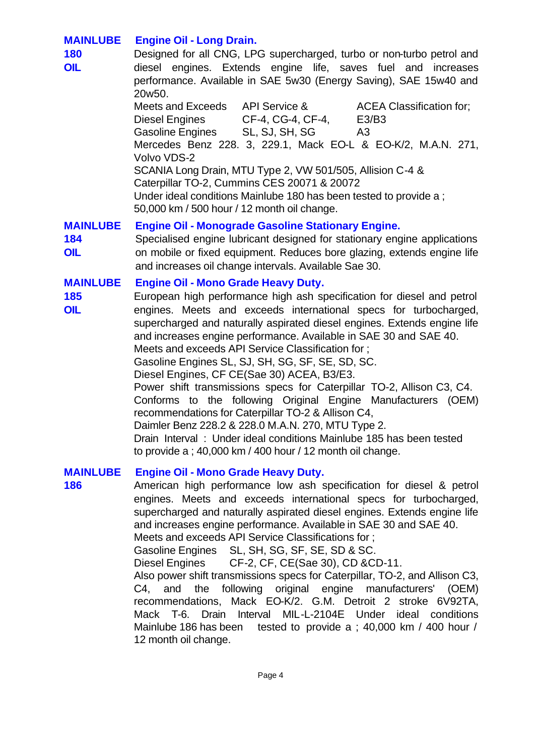## MAINLUBE 180 OIL

### Engine Oil - Long Drain.

Designed for all CNG, LPG supercharged, turbo or non-turbo petrol and diesel engines. Extends engine life, saves fuel and increases performance. Available in SAE 5w30 (Energy Saving), SAE 15w40 and 20w50.

| Meets and Exceeds | API Service & | ACEA Classification for; |
|---|---|---|
| Diesel Engines | CF-4, CG-4, CF-4, | E3/B3 |
| Gasoline Engines | SL, SJ, SH, SG | A3 |

Mercedes Benz 228. 3, 229.1, Mack EO-L & EO-K/2, M.A.N. 271, Volvo VDS-2

SCANIA Long Drain, MTU Type 2, VW 501/505, Allision C-4 & Caterpillar TO-2, Cummins CES 20071 & 20072

Under ideal conditions Mainlube 180 has been tested to provide a ; 50,000 km / 500 hour / 12 month oil change.

## MAINLUBE 184 OIL

### Engine Oil - Monograde Gasoline Stationary Engine.

Specialised engine lubricant designed for stationary engine applications on mobile or fixed equipment. Reduces bore glazing, extends engine life and increases oil change intervals. Available Sae 30.

## MAINLUBE 185 OIL

### Engine Oil - Mono Grade Heavy Duty.

European high performance high ash specification for diesel and petrol engines. Meets and exceeds international specs for turbocharged, supercharged and naturally aspirated diesel engines. Extends engine life and increases engine performance. Available in SAE 30 and SAE 40.

Meets and exceeds API Service Classification for ;

Gasoline Engines SL, SJ, SH, SG, SF, SE, SD, SC.

Diesel Engines, CF CE(Sae 30) ACEA, B3/E3.

Power shift transmissions specs for Caterpillar TO-2, Allison C3, C4. Conforms to the following Original Engine Manufacturers (OEM) recommendations for Caterpillar TO-2 & Allison C4,

Daimler Benz 228.2 & 228.0 M.A.N. 270, MTU Type 2.

Drain Interval : Under ideal conditions Mainlube 185 has been tested to provide a ; 40,000 km / 400 hour / 12 month oil change.

## MAINLUBE 186

### Engine Oil - Mono Grade Heavy Duty.

American high performance low ash specification for diesel & petrol engines. Meets and exceeds international specs for turbocharged, supercharged and naturally aspirated diesel engines. Extends engine life and increases engine performance. Available in SAE 30 and SAE 40.

Meets and exceeds API Service Classifications for ;

Gasoline Engines SL, SH, SG, SF, SE, SD & SC.

Diesel Engines CF-2, CF, CE(Sae 30), CD &CD-11.

Also power shift transmissions specs for Caterpillar, TO-2, and Allison C3, C4, and the following original engine manufacturers' (OEM) recommendations, Mack EO-K/2. G.M. Detroit 2 stroke 6V92TA, Mack T-6. Drain Interval MIL-L-2104E Under ideal conditions Mainlube 186 has been tested to provide a ; 40,000 km / 400 hour / 12 month oil change.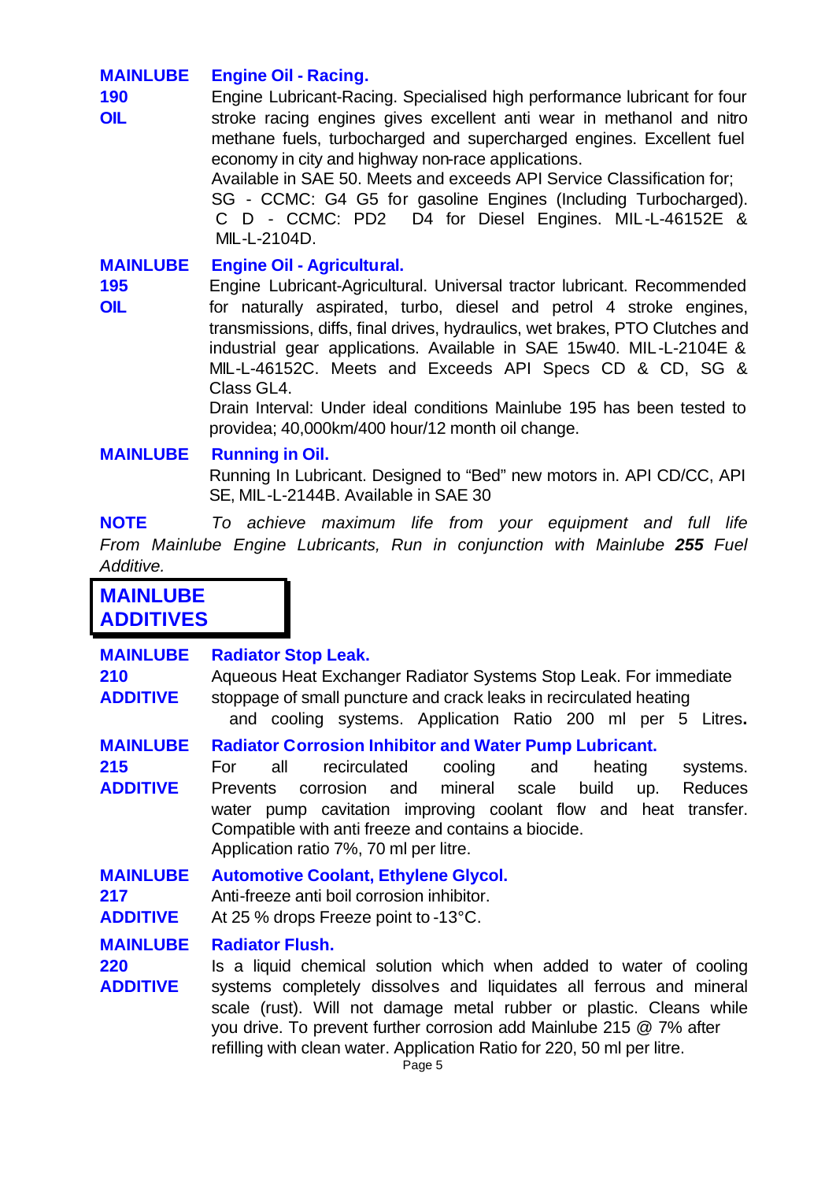**MAINLUBE 190 OIL** — **Engine Oil - Racing.**

Engine Lubricant-Racing. Specialised high performance lubricant for four stroke racing engines gives excellent anti wear in methanol and nitro methane fuels, turbocharged and supercharged engines. Excellent fuel economy in city and highway non-race applications.
Available in SAE 50. Meets and exceeds API Service Classification for; SG - CCMC: G4 G5 for gasoline Engines (Including Turbocharged). C D - CCMC: PD2 D4 for Diesel Engines. MIL-L-46152E & MIL-L-2104D.

**MAINLUBE 195 OIL** — **Engine Oil - Agricultural.**

Engine Lubricant-Agricultural. Universal tractor lubricant. Recommended for naturally aspirated, turbo, diesel and petrol 4 stroke engines, transmissions, diffs, final drives, hydraulics, wet brakes, PTO Clutches and industrial gear applications. Available in SAE 15w40. MIL-L-2104E & MIL-L-46152C. Meets and Exceeds API Specs CD & CD, SG & Class GL4.
Drain Interval: Under ideal conditions Mainlube 195 has been tested to providea; 40,000km/400 hour/12 month oil change.

**MAINLUBE** — **Running in Oil.**

Running In Lubricant. Designed to "Bed" new motors in. API CD/CC, API SE, MIL-L-2144B. Available in SAE 30

**NOTE** *To achieve maximum life from your equipment and full life From Mainlube Engine Lubricants, Run in conjunction with Mainlube **255** Fuel Additive.*

## MAINLUBE ADDITIVES

**MAINLUBE 210 ADDITIVE** — **Radiator Stop Leak.**

Aqueous Heat Exchanger Radiator Systems Stop Leak. For immediate stoppage of small puncture and crack leaks in recirculated heating and cooling systems. Application Ratio 200 ml per 5 Litres.

**MAINLUBE 215 ADDITIVE** — **Radiator Corrosion Inhibitor and Water Pump Lubricant.**

For all recirculated cooling and heating systems. Prevents corrosion and mineral scale build up. Reduces water pump cavitation improving coolant flow and heat transfer. Compatible with anti freeze and contains a biocide.
Application ratio 7%, 70 ml per litre.

**MAINLUBE 217 ADDITIVE** — **Automotive Coolant, Ethylene Glycol.**

Anti-freeze anti boil corrosion inhibitor.
At 25 % drops Freeze point to -13°C.

**MAINLUBE 220 ADDITIVE** — **Radiator Flush.**

Is a liquid chemical solution which when added to water of cooling systems completely dissolves and liquidates all ferrous and mineral scale (rust). Will not damage metal rubber or plastic. Cleans while you drive. To prevent further corrosion add Mainlube 215 @ 7% after refilling with clean water. Application Ratio for 220, 50 ml per litre.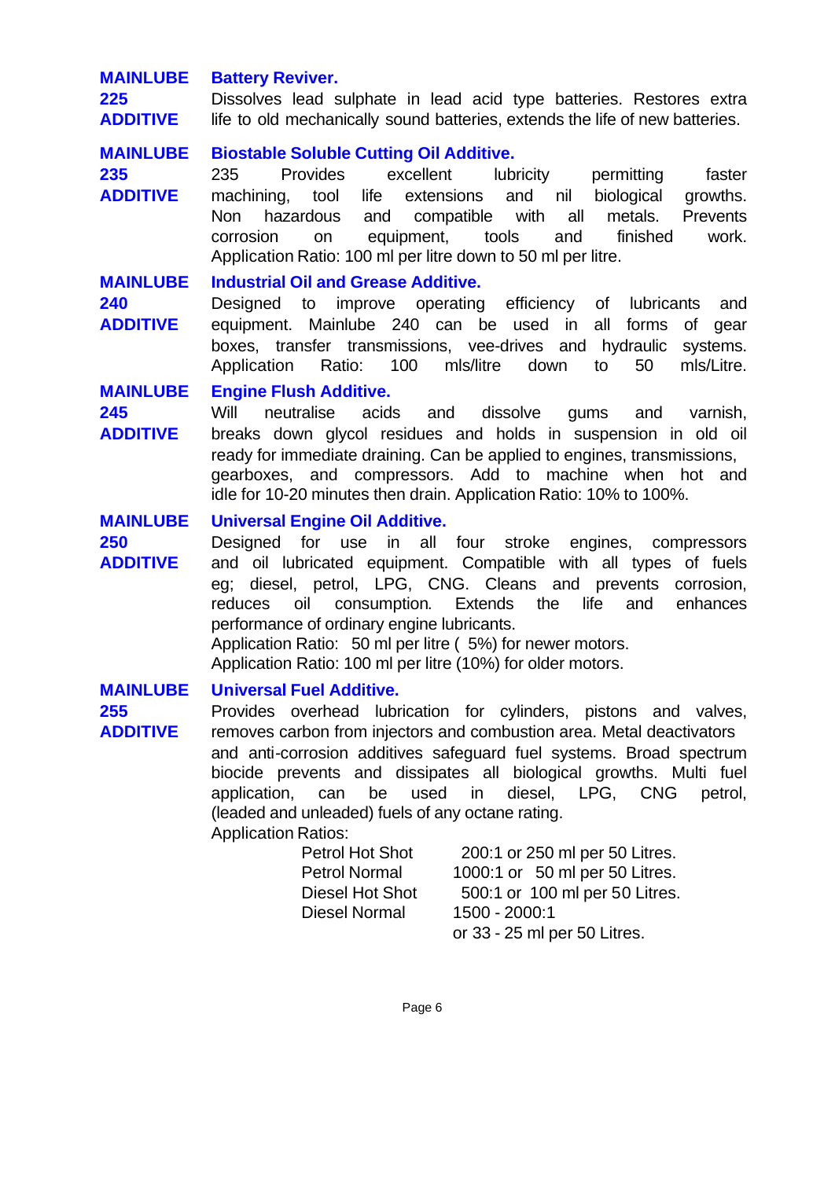**MAINLUBE 225 ADDITIVE**

**Battery Reviver.**

Dissolves lead sulphate in lead acid type batteries. Restores extra life to old mechanically sound batteries, extends the life of new batteries.

**MAINLUBE 235 ADDITIVE**

**Biostable Soluble Cutting Oil Additive.**

235 Provides excellent lubricity permitting faster machining, tool life extensions and nil biological growths. Non hazardous and compatible with all metals. Prevents corrosion on equipment, tools and finished work. Application Ratio: 100 ml per litre down to 50 ml per litre.

**MAINLUBE 240 ADDITIVE**

**Industrial Oil and Grease Additive.**

Designed to improve operating efficiency of lubricants and equipment. Mainlube 240 can be used in all forms of gear boxes, transfer transmissions, vee-drives and hydraulic systems. Application Ratio: 100 mls/litre down to 50 mls/Litre.

**MAINLUBE 245 ADDITIVE**

**Engine Flush Additive.**

Will neutralise acids and dissolve gums and varnish, breaks down glycol residues and holds in suspension in old oil ready for immediate draining. Can be applied to engines, transmissions, gearboxes, and compressors. Add to machine when hot and idle for 10-20 minutes then drain. Application Ratio: 10% to 100%.

**MAINLUBE 250 ADDITIVE**

**Universal Engine Oil Additive.**

Designed for use in all four stroke engines, compressors and oil lubricated equipment. Compatible with all types of fuels eg; diesel, petrol, LPG, CNG. Cleans and prevents corrosion, reduces oil consumption. Extends the life and enhances performance of ordinary engine lubricants.
Application Ratio: 50 ml per litre ( 5%) for newer motors.
Application Ratio: 100 ml per litre (10%) for older motors.

**MAINLUBE 255 ADDITIVE**

**Universal Fuel Additive.**

Provides overhead lubrication for cylinders, pistons and valves, removes carbon from injectors and combustion area. Metal deactivators and anti-corrosion additives safeguard fuel systems. Broad spectrum biocide prevents and dissipates all biological growths. Multi fuel application, can be used in diesel, LPG, CNG petrol, (leaded and unleaded) fuels of any octane rating.
Application Ratios:

| | |
|---|---|
| Petrol Hot Shot | 200:1 or 250 ml per 50 Litres. |
| Petrol Normal | 1000:1 or 50 ml per 50 Litres. |
| Diesel Hot Shot | 500:1 or 100 ml per 50 Litres. |
| Diesel Normal | 1500 - 2000:1 or 33 - 25 ml per 50 Litres. |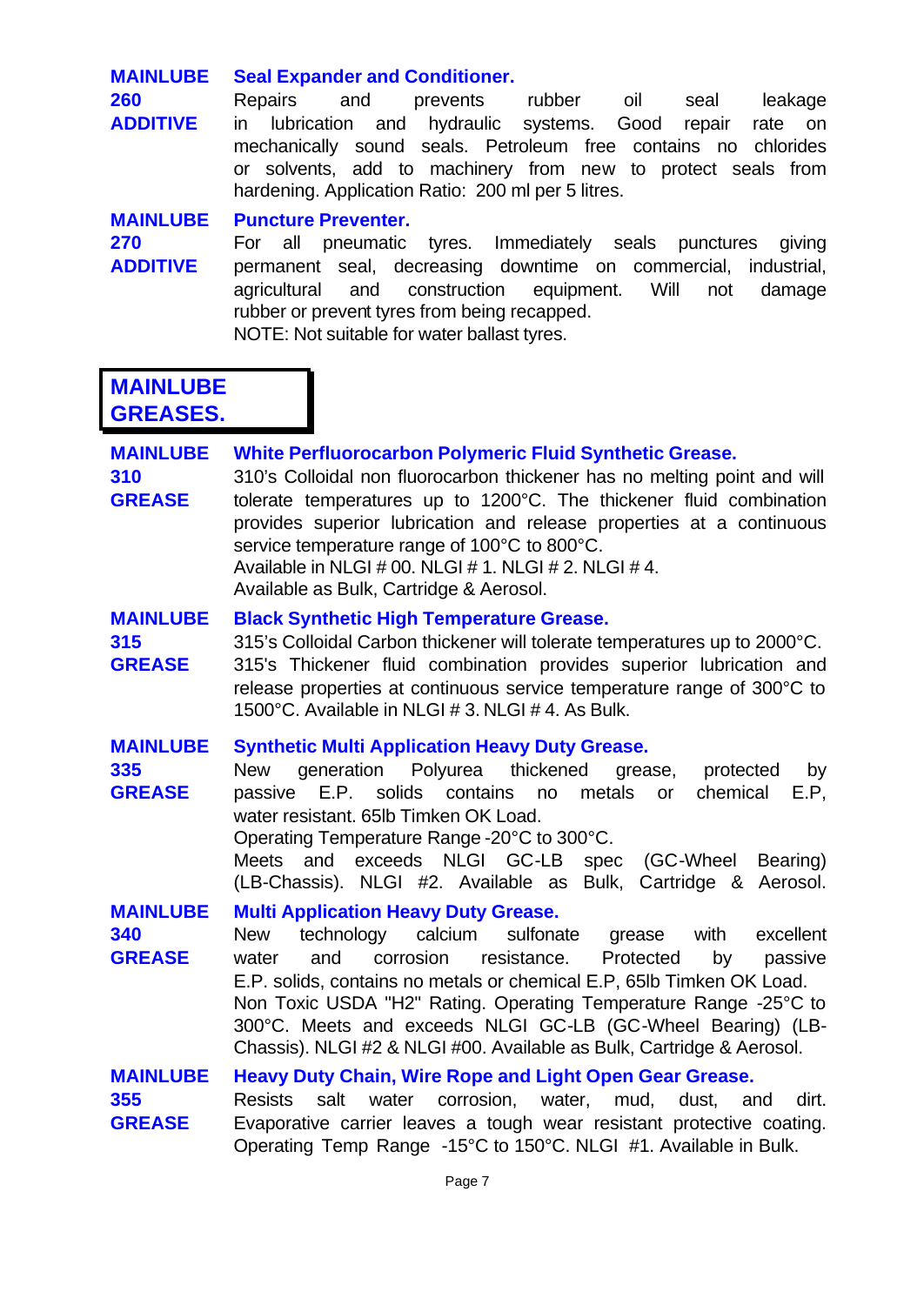**MAINLUBE 260 ADDITIVE**

**Seal Expander and Conditioner.**

Repairs and prevents rubber oil seal leakage in lubrication and hydraulic systems. Good repair rate on mechanically sound seals. Petroleum free contains no chlorides or solvents, add to machinery from new to protect seals from hardening. Application Ratio: 200 ml per 5 litres.

**MAINLUBE 270 ADDITIVE**

**Puncture Preventer.**

For all pneumatic tyres. Immediately seals punctures giving permanent seal, decreasing downtime on commercial, industrial, agricultural and construction equipment. Will not damage rubber or prevent tyres from being recapped.
NOTE: Not suitable for water ballast tyres.

## MAINLUBE GREASES.

**MAINLUBE 310 GREASE**

**White Perfluorocarbon Polymeric Fluid Synthetic Grease.**

310's Colloidal non fluorocarbon thickener has no melting point and will tolerate temperatures up to 1200°C. The thickener fluid combination provides superior lubrication and release properties at a continuous service temperature range of 100°C to 800°C.
Available in NLGI # 00. NLGI # 1. NLGI # 2. NLGI # 4.
Available as Bulk, Cartridge & Aerosol.

**MAINLUBE 315 GREASE**

**Black Synthetic High Temperature Grease.**

315's Colloidal Carbon thickener will tolerate temperatures up to 2000°C. 315's Thickener fluid combination provides superior lubrication and release properties at continuous service temperature range of 300°C to 1500°C. Available in NLGI # 3. NLGI # 4. As Bulk.

**MAINLUBE 335 GREASE**

**Synthetic Multi Application Heavy Duty Grease.**

New generation Polyurea thickened grease, protected by passive E.P. solids contains no metals or chemical E.P, water resistant. 65lb Timken OK Load.
Operating Temperature Range -20°C to 300°C.
Meets and exceeds NLGI GC-LB spec (GC-Wheel Bearing) (LB-Chassis). NLGI #2. Available as Bulk, Cartridge & Aerosol.

**MAINLUBE 340 GREASE**

**Multi Application Heavy Duty Grease.**

New technology calcium sulfonate grease with excellent water and corrosion resistance. Protected by passive E.P. solids, contains no metals or chemical E.P, 65lb Timken OK Load. Non Toxic USDA "H2" Rating. Operating Temperature Range -25°C to 300°C. Meets and exceeds NLGI GC-LB (GC-Wheel Bearing) (LB-Chassis). NLGI #2 & NLGI #00. Available as Bulk, Cartridge & Aerosol.

**MAINLUBE 355 GREASE**

**Heavy Duty Chain, Wire Rope and Light Open Gear Grease.**

Resists salt water corrosion, water, mud, dust, and dirt. Evaporative carrier leaves a tough wear resistant protective coating. Operating Temp Range -15°C to 150°C. NLGI #1. Available in Bulk.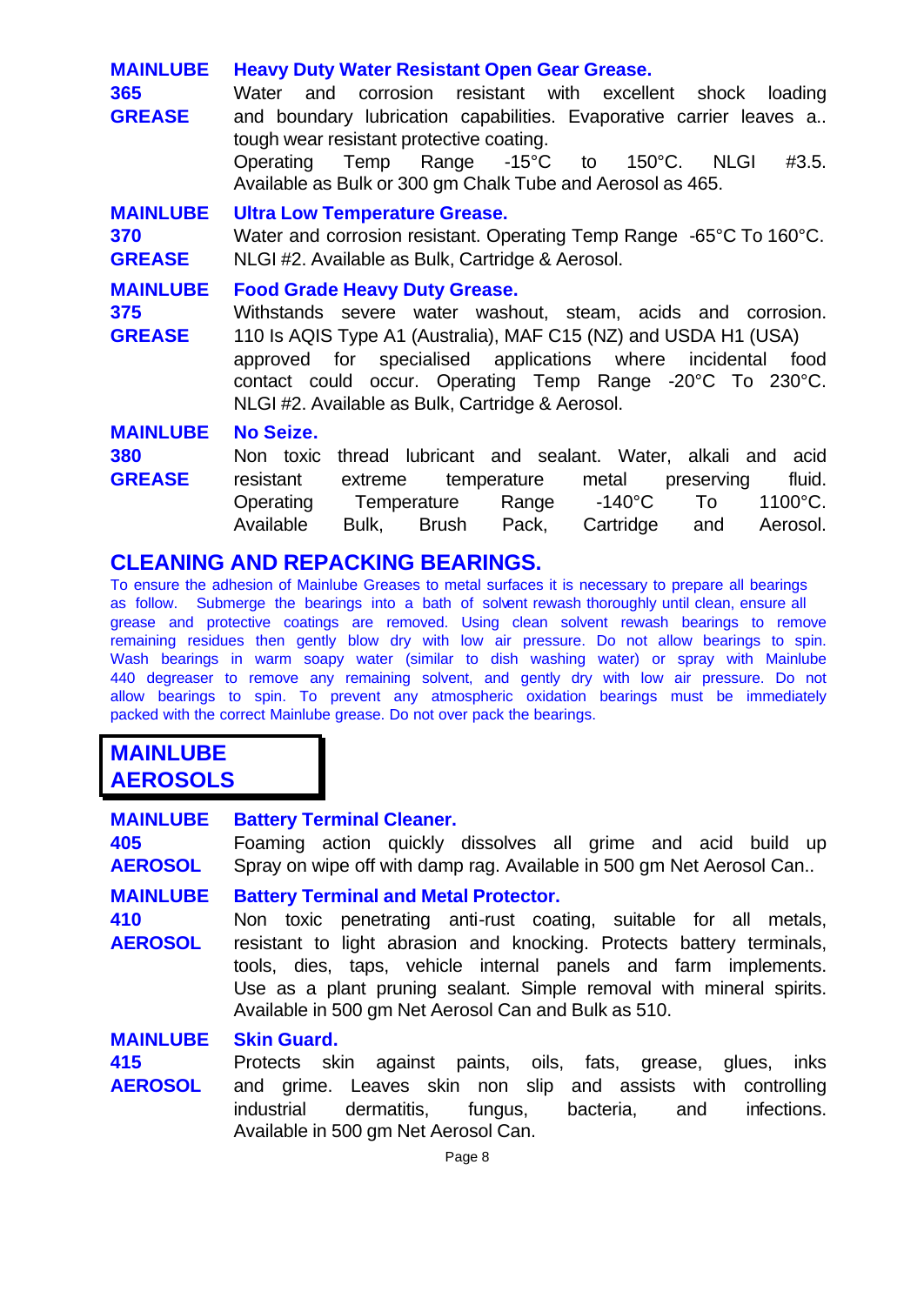**MAINLUBE 365 GREASE**

**Heavy Duty Water Resistant Open Gear Grease.**

Water and corrosion resistant with excellent shock loading and boundary lubrication capabilities. Evaporative carrier leaves a.. tough wear resistant protective coating.
Operating Temp Range -15°C to 150°C. NLGI #3.5. Available as Bulk or 300 gm Chalk Tube and Aerosol as 465.

**MAINLUBE 370 GREASE**

**Ultra Low Temperature Grease.**

Water and corrosion resistant. Operating Temp Range -65°C To 160°C. NLGI #2. Available as Bulk, Cartridge & Aerosol.

**MAINLUBE 375 GREASE**

**Food Grade Heavy Duty Grease.**

Withstands severe water washout, steam, acids and corrosion. 110 Is AQIS Type A1 (Australia), MAF C15 (NZ) and USDA H1 (USA) approved for specialised applications where incidental food contact could occur. Operating Temp Range -20°C To 230°C. NLGI #2. Available as Bulk, Cartridge & Aerosol.

**MAINLUBE 380 GREASE**

**No Seize.**

Non toxic thread lubricant and sealant. Water, alkali and acid resistant extreme temperature metal preserving fluid. Operating Temperature Range -140°C To 1100°C. Available Bulk, Brush Pack, Cartridge and Aerosol.

## CLEANING AND REPACKING BEARINGS.

To ensure the adhesion of Mainlube Greases to metal surfaces it is necessary to prepare all bearings as follow. Submerge the bearings into a bath of solvent rewash thoroughly until clean, ensure all grease and protective coatings are removed. Using clean solvent rewash bearings to remove remaining residues then gently blow dry with low air pressure. Do not allow bearings to spin. Wash bearings in warm soapy water (similar to dish washing water) or spray with Mainlube 440 degreaser to remove any remaining solvent, and gently dry with low air pressure. Do not allow bearings to spin. To prevent any atmospheric oxidation bearings must be immediately packed with the correct Mainlube grease. Do not over pack the bearings.

## MAINLUBE AEROSOLS

**MAINLUBE 405 AEROSOL**

**Battery Terminal Cleaner.**

Foaming action quickly dissolves all grime and acid build up Spray on wipe off with damp rag. Available in 500 gm Net Aerosol Can..

**MAINLUBE 410 AEROSOL**

**Battery Terminal and Metal Protector.**

Non toxic penetrating anti-rust coating, suitable for all metals, resistant to light abrasion and knocking. Protects battery terminals, tools, dies, taps, vehicle internal panels and farm implements. Use as a plant pruning sealant. Simple removal with mineral spirits. Available in 500 gm Net Aerosol Can and Bulk as 510.

**MAINLUBE 415 AEROSOL**

**Skin Guard.**

Protects skin against paints, oils, fats, grease, glues, inks and grime. Leaves skin non slip and assists with controlling industrial dermatitis, fungus, bacteria, and infections. Available in 500 gm Net Aerosol Can.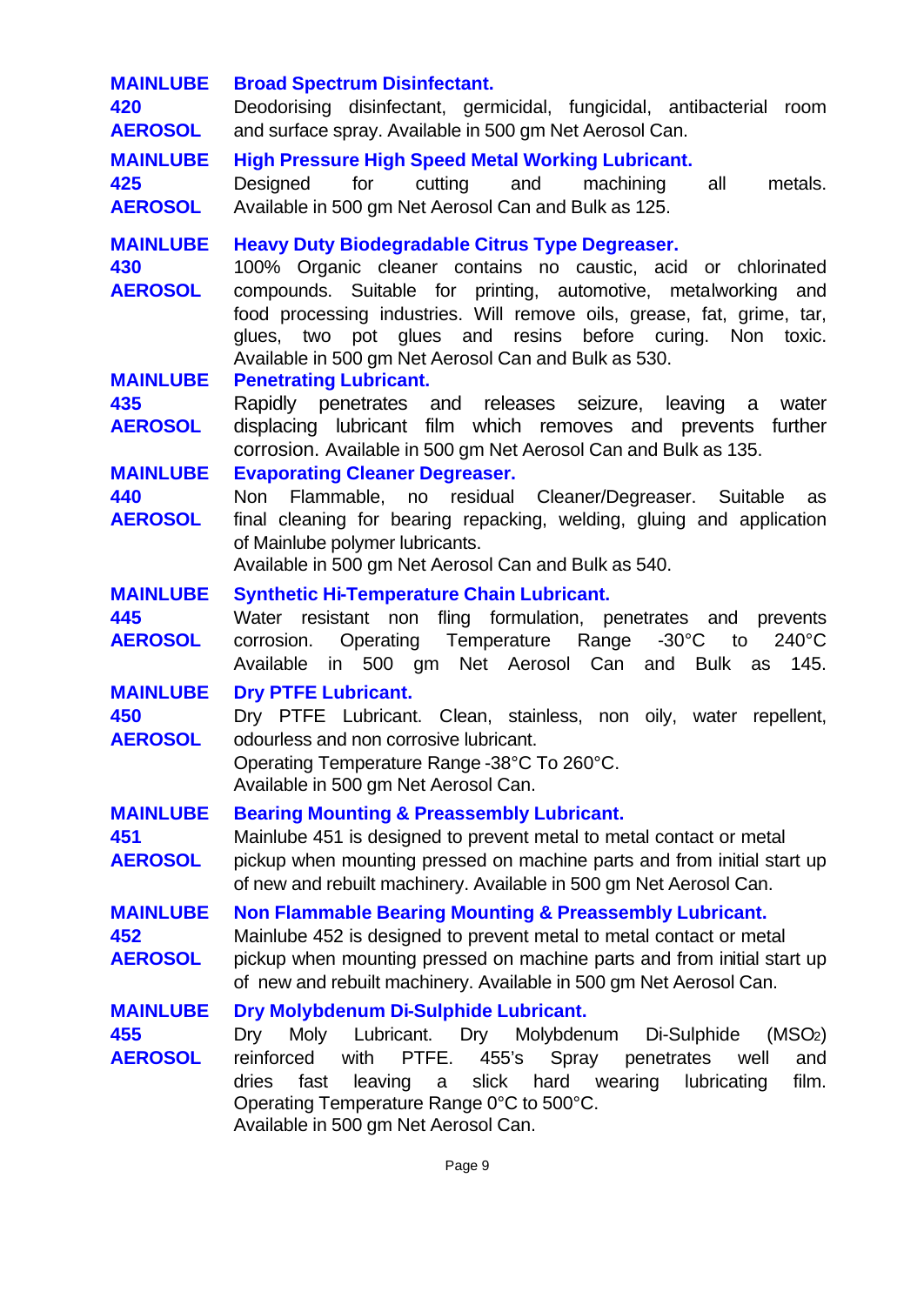**MAINLUBE 420 AEROSOL**

**Broad Spectrum Disinfectant.**
Deodorising disinfectant, germicidal, fungicidal, antibacterial room and surface spray. Available in 500 gm Net Aerosol Can.

**MAINLUBE 425 AEROSOL**

**High Pressure High Speed Metal Working Lubricant.**
Designed for cutting and machining all metals. Available in 500 gm Net Aerosol Can and Bulk as 125.

**MAINLUBE 430 AEROSOL**

**Heavy Duty Biodegradable Citrus Type Degreaser.**
100% Organic cleaner contains no caustic, acid or chlorinated compounds. Suitable for printing, automotive, metalworking and food processing industries. Will remove oils, grease, fat, grime, tar, glues, two pot glues and resins before curing. Non toxic. Available in 500 gm Net Aerosol Can and Bulk as 530.

**MAINLUBE 435 AEROSOL**

**Penetrating Lubricant.**
Rapidly penetrates and releases seizure, leaving a water displacing lubricant film which removes and prevents further corrosion. Available in 500 gm Net Aerosol Can and Bulk as 135.

**MAINLUBE 440 AEROSOL**

**Evaporating Cleaner Degreaser.**
Non Flammable, no residual Cleaner/Degreaser. Suitable as final cleaning for bearing repacking, welding, gluing and application of Mainlube polymer lubricants.
Available in 500 gm Net Aerosol Can and Bulk as 540.

**MAINLUBE 445 AEROSOL**

**Synthetic Hi-Temperature Chain Lubricant.**
Water resistant non fling formulation, penetrates and prevents corrosion. Operating Temperature Range -30°C to 240°C Available in 500 gm Net Aerosol Can and Bulk as 145.

**MAINLUBE 450 AEROSOL**

**Dry PTFE Lubricant.**
Dry PTFE Lubricant. Clean, stainless, non oily, water repellent, odourless and non corrosive lubricant.
Operating Temperature Range -38°C To 260°C.
Available in 500 gm Net Aerosol Can.

**MAINLUBE 451 AEROSOL**

**Bearing Mounting & Preassembly Lubricant.**
Mainlube 451 is designed to prevent metal to metal contact or metal pickup when mounting pressed on machine parts and from initial start up of new and rebuilt machinery. Available in 500 gm Net Aerosol Can.

**MAINLUBE 452 AEROSOL**

**Non Flammable Bearing Mounting & Preassembly Lubricant.**
Mainlube 452 is designed to prevent metal to metal contact or metal pickup when mounting pressed on machine parts and from initial start up of new and rebuilt machinery. Available in 500 gm Net Aerosol Can.

**MAINLUBE 455 AEROSOL**

**Dry Molybdenum Di-Sulphide Lubricant.**
Dry Moly Lubricant. Dry Molybdenum Di-Sulphide ($MSO_2$) reinforced with PTFE. 455's Spray penetrates well and dries fast leaving a slick hard wearing lubricating film.
Operating Temperature Range 0°C to 500°C.
Available in 500 gm Net Aerosol Can.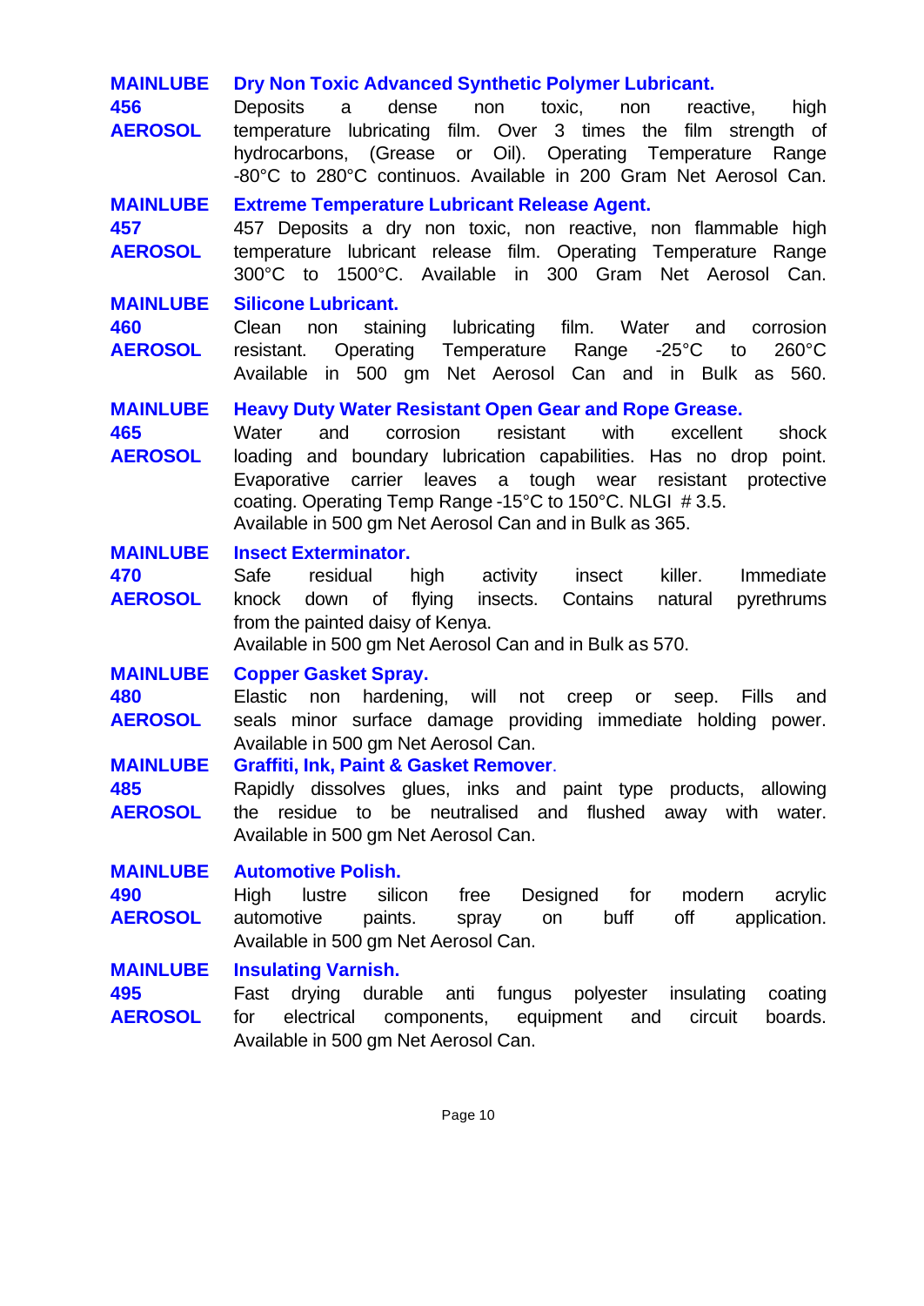**MAINLUBE 456 AEROSOL**

**Dry Non Toxic Advanced Synthetic Polymer Lubricant.**

Deposits a dense non toxic, non reactive, high temperature lubricating film. Over 3 times the film strength of hydrocarbons, (Grease or Oil). Operating Temperature Range -80°C to 280°C continuos. Available in 200 Gram Net Aerosol Can.

**MAINLUBE 457 AEROSOL**

**Extreme Temperature Lubricant Release Agent.**

457 Deposits a dry non toxic, non reactive, non flammable high temperature lubricant release film. Operating Temperature Range 300°C to 1500°C. Available in 300 Gram Net Aerosol Can.

**MAINLUBE 460 AEROSOL**

**Silicone Lubricant.**

Clean non staining lubricating film. Water and corrosion resistant. Operating Temperature Range -25°C to 260°C Available in 500 gm Net Aerosol Can and in Bulk as 560.

**MAINLUBE 465 AEROSOL**

**Heavy Duty Water Resistant Open Gear and Rope Grease.**

Water and corrosion resistant with excellent shock loading and boundary lubrication capabilities. Has no drop point. Evaporative carrier leaves a tough wear resistant protective coating. Operating Temp Range -15°C to 150°C. NLGI # 3.5.
Available in 500 gm Net Aerosol Can and in Bulk as 365.

**MAINLUBE 470 AEROSOL**

**Insect Exterminator.**

Safe residual high activity insect killer. Immediate knock down of flying insects. Contains natural pyrethrums from the painted daisy of Kenya.
Available in 500 gm Net Aerosol Can and in Bulk as 570.

**MAINLUBE 480 AEROSOL**

**Copper Gasket Spray.**

Elastic non hardening, will not creep or seep. Fills and seals minor surface damage providing immediate holding power. Available in 500 gm Net Aerosol Can.

**MAINLUBE 485 AEROSOL**

**Graffiti, Ink, Paint & Gasket Remover.**

Rapidly dissolves glues, inks and paint type products, allowing the residue to be neutralised and flushed away with water. Available in 500 gm Net Aerosol Can.

**MAINLUBE 490 AEROSOL**

**Automotive Polish.**

High lustre silicon free Designed for modern acrylic automotive paints. spray on buff off application. Available in 500 gm Net Aerosol Can.

**MAINLUBE 495 AEROSOL**

**Insulating Varnish.**

Fast drying durable anti fungus polyester insulating coating for electrical components, equipment and circuit boards. Available in 500 gm Net Aerosol Can.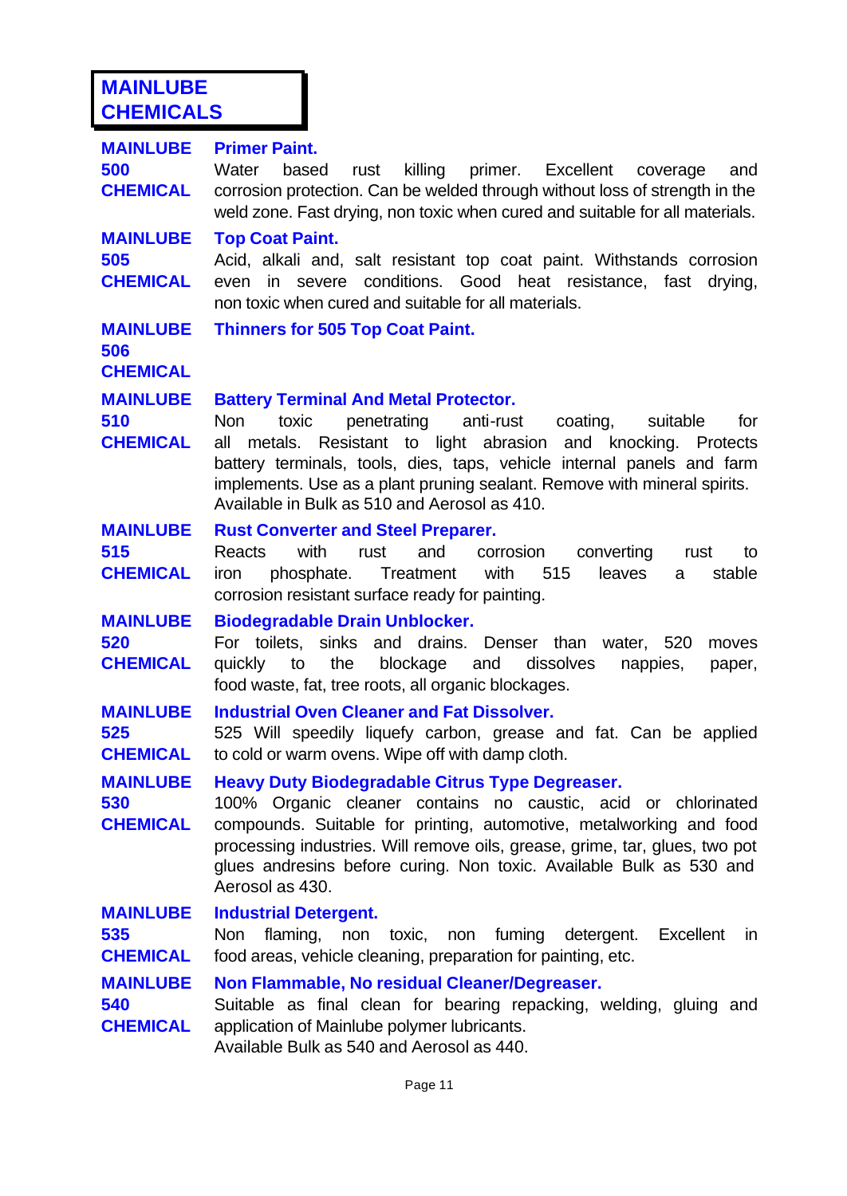# MAINLUBE CHEMICALS

**MAINLUBE 500 CHEMICAL**

**Primer Paint.**

Water based rust killing primer. Excellent coverage and corrosion protection. Can be welded through without loss of strength in the weld zone. Fast drying, non toxic when cured and suitable for all materials.

**MAINLUBE 505 CHEMICAL**

**Top Coat Paint.**

Acid, alkali and, salt resistant top coat paint. Withstands corrosion even in severe conditions. Good heat resistance, fast drying, non toxic when cured and suitable for all materials.

**MAINLUBE 506 CHEMICAL**

**Thinners for 505 Top Coat Paint.**

**MAINLUBE 510 CHEMICAL**

**Battery Terminal And Metal Protector.**

Non toxic penetrating anti-rust coating, suitable for all metals. Resistant to light abrasion and knocking. Protects battery terminals, tools, dies, taps, vehicle internal panels and farm implements. Use as a plant pruning sealant. Remove with mineral spirits. Available in Bulk as 510 and Aerosol as 410.

**MAINLUBE 515 CHEMICAL**

**Rust Converter and Steel Preparer.**

Reacts with rust and corrosion converting rust to iron phosphate. Treatment with 515 leaves a stable corrosion resistant surface ready for painting.

**MAINLUBE 520 CHEMICAL**

**Biodegradable Drain Unblocker.**

For toilets, sinks and drains. Denser than water, 520 moves quickly to the blockage and dissolves nappies, paper, food waste, fat, tree roots, all organic blockages.

**MAINLUBE 525 CHEMICAL**

**Industrial Oven Cleaner and Fat Dissolver.**

525 Will speedily liquefy carbon, grease and fat. Can be applied to cold or warm ovens. Wipe off with damp cloth.

**MAINLUBE 530 CHEMICAL**

**Heavy Duty Biodegradable Citrus Type Degreaser.**

100% Organic cleaner contains no caustic, acid or chlorinated compounds. Suitable for printing, automotive, metalworking and food processing industries. Will remove oils, grease, grime, tar, glues, two pot glues andresins before curing. Non toxic. Available Bulk as 530 and Aerosol as 430.

**MAINLUBE 535 CHEMICAL**

**Industrial Detergent.**

Non flaming, non toxic, non fuming detergent. Excellent in food areas, vehicle cleaning, preparation for painting, etc.

**MAINLUBE 540 CHEMICAL**

**Non Flammable, No residual Cleaner/Degreaser.**

Suitable as final clean for bearing repacking, welding, gluing and application of Mainlube polymer lubricants.
Available Bulk as 540 and Aerosol as 440.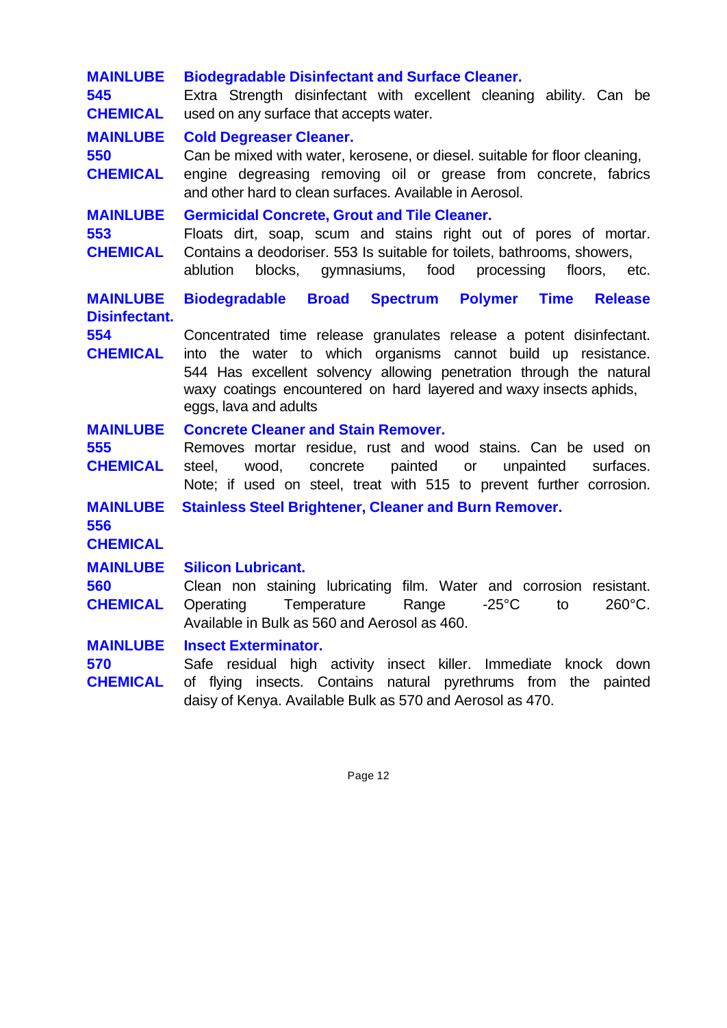**MAINLUBE 545 CHEMICAL** — **Biodegradable Disinfectant and Surface Cleaner.**

Extra Strength disinfectant with excellent cleaning ability. Can be used on any surface that accepts water.

**MAINLUBE 550 CHEMICAL** — **Cold Degreaser Cleaner.**

Can be mixed with water, kerosene, or diesel. suitable for floor cleaning, engine degreasing removing oil or grease from concrete, fabrics and other hard to clean surfaces. Available in Aerosol.

**MAINLUBE 553 CHEMICAL** — **Germicidal Concrete, Grout and Tile Cleaner.**

Floats dirt, soap, scum and stains right out of pores of mortar. Contains a deodoriser. 553 Is suitable for toilets, bathrooms, showers, ablution blocks, gymnasiums, food processing floors, etc.

**MAINLUBE 554 CHEMICAL** — **Biodegradable Broad Spectrum Polymer Time Release Disinfectant.**

Concentrated time release granulates release a potent disinfectant. into the water to which organisms cannot build up resistance. 544 Has excellent solvency allowing penetration through the natural waxy coatings encountered on hard layered and waxy insects aphids, eggs, lava and adults

**MAINLUBE 555 CHEMICAL** — **Concrete Cleaner and Stain Remover.**

Removes mortar residue, rust and wood stains. Can be used on steel, wood, concrete painted or unpainted surfaces. Note; if used on steel, treat with 515 to prevent further corrosion.

**MAINLUBE 556 CHEMICAL** — **Stainless Steel Brightener, Cleaner and Burn Remover.**

**MAINLUBE 560 CHEMICAL** — **Silicon Lubricant.**

Clean non staining lubricating film. Water and corrosion resistant. Operating Temperature Range -25°C to 260°C. Available in Bulk as 560 and Aerosol as 460.

**MAINLUBE 570 CHEMICAL** — **Insect Exterminator.**

Safe residual high activity insect killer. Immediate knock down of flying insects. Contains natural pyrethrums from the painted daisy of Kenya. Available Bulk as 570 and Aerosol as 470.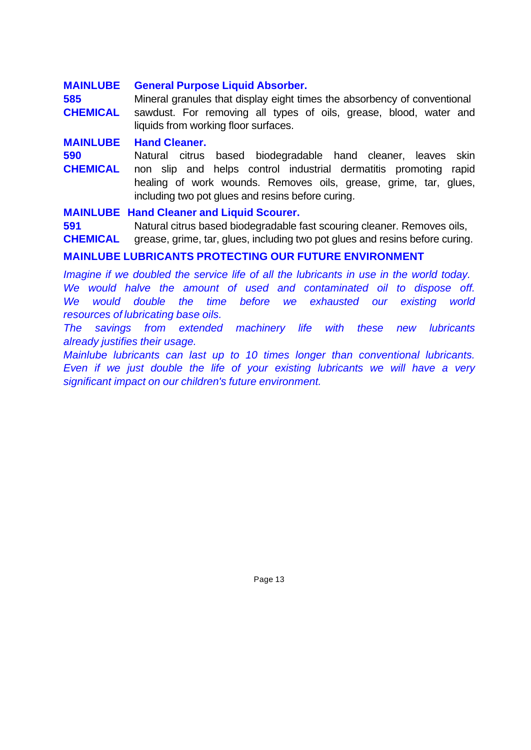**MAINLUBE 585 CHEMICAL** **General Purpose Liquid Absorber.**

Mineral granules that display eight times the absorbency of conventional sawdust. For removing all types of oils, grease, blood, water and liquids from working floor surfaces.

**MAINLUBE 590 CHEMICAL** **Hand Cleaner.**

Natural citrus based biodegradable hand cleaner, leaves skin non slip and helps control industrial dermatitis promoting rapid healing of work wounds. Removes oils, grease, grime, tar, glues, including two pot glues and resins before curing.

**MAINLUBE 591 CHEMICAL** **Hand Cleaner and Liquid Scourer.**

Natural citrus based biodegradable fast scouring cleaner. Removes oils, grease, grime, tar, glues, including two pot glues and resins before curing.

**MAINLUBE LUBRICANTS PROTECTING OUR FUTURE ENVIRONMENT**

*Imagine if we doubled the service life of all the lubricants in use in the world today. We would halve the amount of used and contaminated oil to dispose off. We would double the time before we exhausted our existing world resources of lubricating base oils.*

*The savings from extended machinery life with these new lubricants already justifies their usage.*

*Mainlube lubricants can last up to 10 times longer than conventional lubricants. Even if we just double the life of your existing lubricants we will have a very significant impact on our children's future environment.*